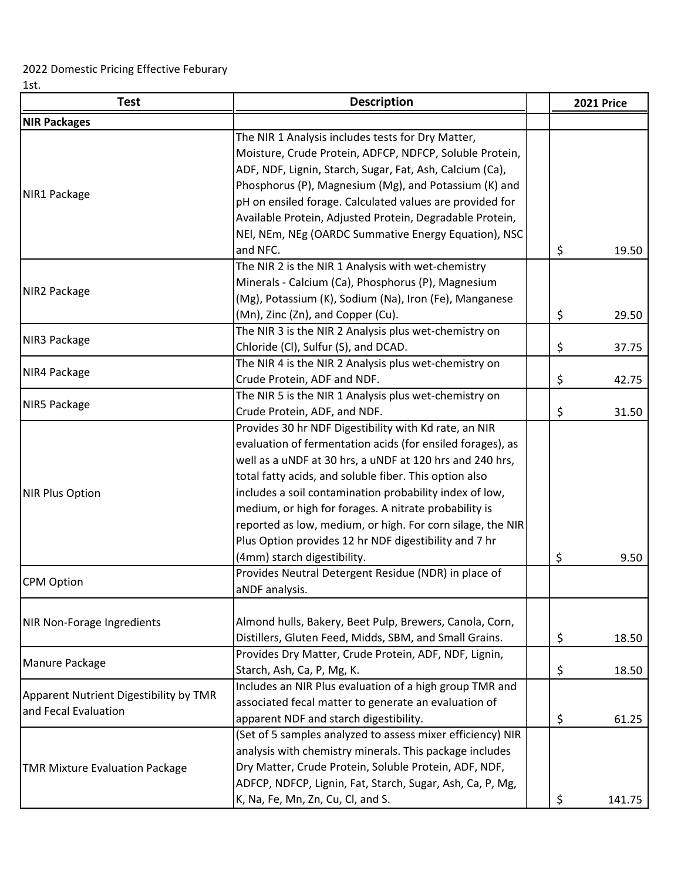2022 Domestic Pricing Effective Feburary 1st.

| Test | Description | | 2021 Price |
|---|---|---|---|
| **NIR Packages** | | | |
| NIR1 Package | The NIR 1 Analysis includes tests for Dry Matter, Moisture, Crude Protein, ADFCP, NDFCP, Soluble Protein, ADF, NDF, Lignin, Starch, Sugar, Fat, Ash, Calcium (Ca), Phosphorus (P), Magnesium (Mg), and Potassium (K) and pH on ensiled forage. Calculated values are provided for Available Protein, Adjusted Protein, Degradable Protein, NEl, NEm, NEg (OARDC Summative Energy Equation), NSC and NFC. | | $ 19.50 |
| NIR2 Package | The NIR 2 is the NIR 1 Analysis with wet-chemistry Minerals - Calcium (Ca), Phosphorus (P), Magnesium (Mg), Potassium (K), Sodium (Na), Iron (Fe), Manganese (Mn), Zinc (Zn), and Copper (Cu). | | $ 29.50 |
| NIR3 Package | The NIR 3 is the NIR 2 Analysis plus wet-chemistry on Chloride (Cl), Sulfur (S), and DCAD. | | $ 37.75 |
| NIR4 Package | The NIR 4 is the NIR 2 Analysis plus wet-chemistry on Crude Protein, ADF and NDF. | | $ 42.75 |
| NIR5 Package | The NIR 5 is the NIR 1 Analysis plus wet-chemistry on Crude Protein, ADF, and NDF. | | $ 31.50 |
| NIR Plus Option | Provides 30 hr NDF Digestibility with Kd rate, an NIR evaluation of fermentation acids (for ensiled forages), as well as a uNDF at 30 hrs, a uNDF at 120 hrs and 240 hrs, total fatty acids, and soluble fiber. This option also includes a soil contamination probability index of low, medium, or high for forages. A nitrate probability is reported as low, medium, or high. For corn silage, the NIR Plus Option provides 12 hr NDF digestibility and 7 hr (4mm) starch digestibility. | | $ 9.50 |
| CPM Option | Provides Neutral Detergent Residue (NDR) in place of aNDF analysis. | | |
| NIR Non-Forage Ingredients | Almond hulls, Bakery, Beet Pulp, Brewers, Canola, Corn, Distillers, Gluten Feed, Midds, SBM, and Small Grains. | | $ 18.50 |
| Manure Package | Provides Dry Matter, Crude Protein, ADF, NDF, Lignin, Starch, Ash, Ca, P, Mg, K. | | $ 18.50 |
| Apparent Nutrient Digestibility by TMR and Fecal Evaluation | Includes an NIR Plus evaluation of a high group TMR and associated fecal matter to generate an evaluation of apparent NDF and starch digestibility. | | $ 61.25 |
| TMR Mixture Evaluation Package | (Set of 5 samples analyzed to assess mixer efficiency) NIR analysis with chemistry minerals. This package includes Dry Matter, Crude Protein, Soluble Protein, ADF, NDF, ADFCP, NDFCP, Lignin, Fat, Starch, Sugar, Ash, Ca, P, Mg, K, Na, Fe, Mn, Zn, Cu, Cl, and S. | | $ 141.75 |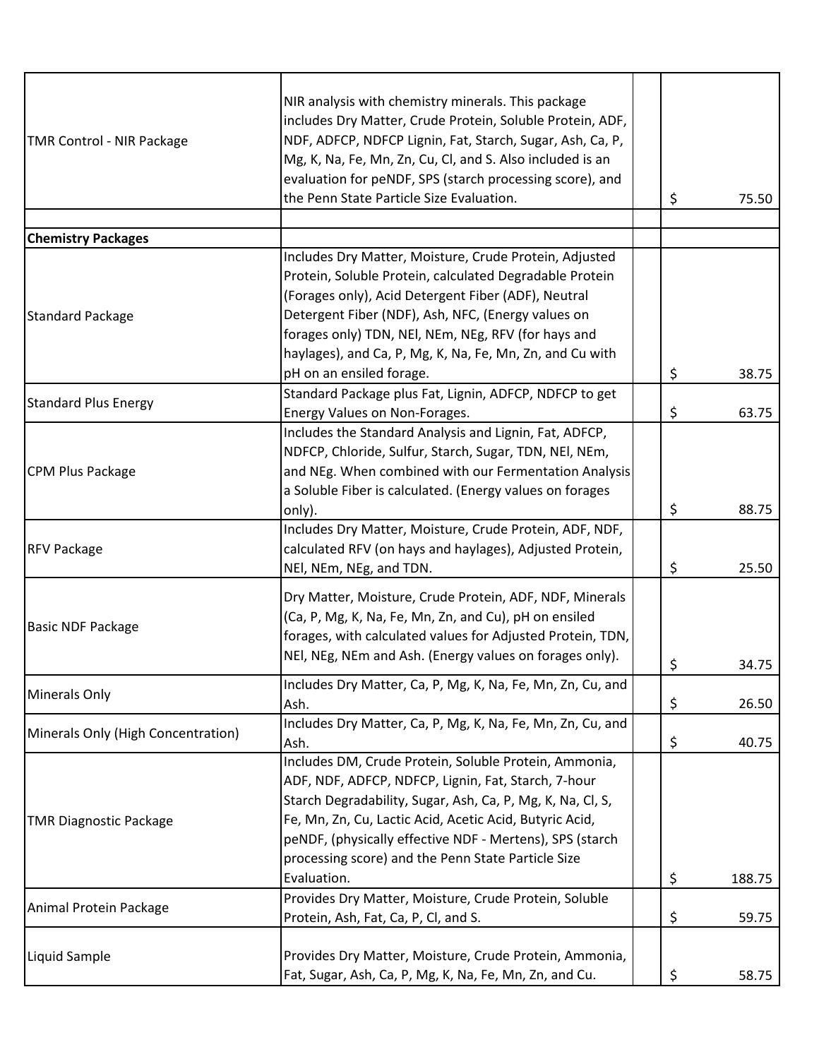| | | | |
|---|---|---|---|
| TMR Control - NIR Package | NIR analysis with chemistry minerals. This package includes Dry Matter, Crude Protein, Soluble Protein, ADF, NDF, ADFCP, NDFCP Lignin, Fat, Starch, Sugar, Ash, Ca, P, Mg, K, Na, Fe, Mn, Zn, Cu, Cl, and S. Also included is an evaluation for peNDF, SPS (starch processing score), and the Penn State Particle Size Evaluation. | | $ 75.50 |
| | | | |
| **Chemistry Packages** | | | |
| Standard Package | Includes Dry Matter, Moisture, Crude Protein, Adjusted Protein, Soluble Protein, calculated Degradable Protein (Forages only), Acid Detergent Fiber (ADF), Neutral Detergent Fiber (NDF), Ash, NFC, (Energy values on forages only) TDN, NEl, NEm, NEg, RFV (for hays and haylages), and Ca, P, Mg, K, Na, Fe, Mn, Zn, and Cu with pH on an ensiled forage. | | $ 38.75 |
| Standard Plus Energy | Standard Package plus Fat, Lignin, ADFCP, NDFCP to get Energy Values on Non-Forages. | | $ 63.75 |
| CPM Plus Package | Includes the Standard Analysis and Lignin, Fat, ADFCP, NDFCP, Chloride, Sulfur, Starch, Sugar, TDN, NEl, NEm, and NEg. When combined with our Fermentation Analysis a Soluble Fiber is calculated. (Energy values on forages only). | | $ 88.75 |
| RFV Package | Includes Dry Matter, Moisture, Crude Protein, ADF, NDF, calculated RFV (on hays and haylages), Adjusted Protein, NEl, NEm, NEg, and TDN. | | $ 25.50 |
| Basic NDF Package | Dry Matter, Moisture, Crude Protein, ADF, NDF, Minerals (Ca, P, Mg, K, Na, Fe, Mn, Zn, and Cu), pH on ensiled forages, with calculated values for Adjusted Protein, TDN, NEl, NEg, NEm and Ash. (Energy values on forages only). | | $ 34.75 |
| Minerals Only | Includes Dry Matter, Ca, P, Mg, K, Na, Fe, Mn, Zn, Cu, and Ash. | | $ 26.50 |
| Minerals Only (High Concentration) | Includes Dry Matter, Ca, P, Mg, K, Na, Fe, Mn, Zn, Cu, and Ash. | | $ 40.75 |
| TMR Diagnostic Package | Includes DM, Crude Protein, Soluble Protein, Ammonia, ADF, NDF, ADFCP, NDFCP, Lignin, Fat, Starch, 7-hour Starch Degradability, Sugar, Ash, Ca, P, Mg, K, Na, Cl, S, Fe, Mn, Zn, Cu, Lactic Acid, Acetic Acid, Butyric Acid, peNDF, (physically effective NDF - Mertens), SPS (starch processing score) and the Penn State Particle Size Evaluation. | | $ 188.75 |
| Animal Protein Package | Provides Dry Matter, Moisture, Crude Protein, Soluble Protein, Ash, Fat, Ca, P, Cl, and S. | | $ 59.75 |
| Liquid Sample | Provides Dry Matter, Moisture, Crude Protein, Ammonia, Fat, Sugar, Ash, Ca, P, Mg, K, Na, Fe, Mn, Zn, and Cu. | | $ 58.75 |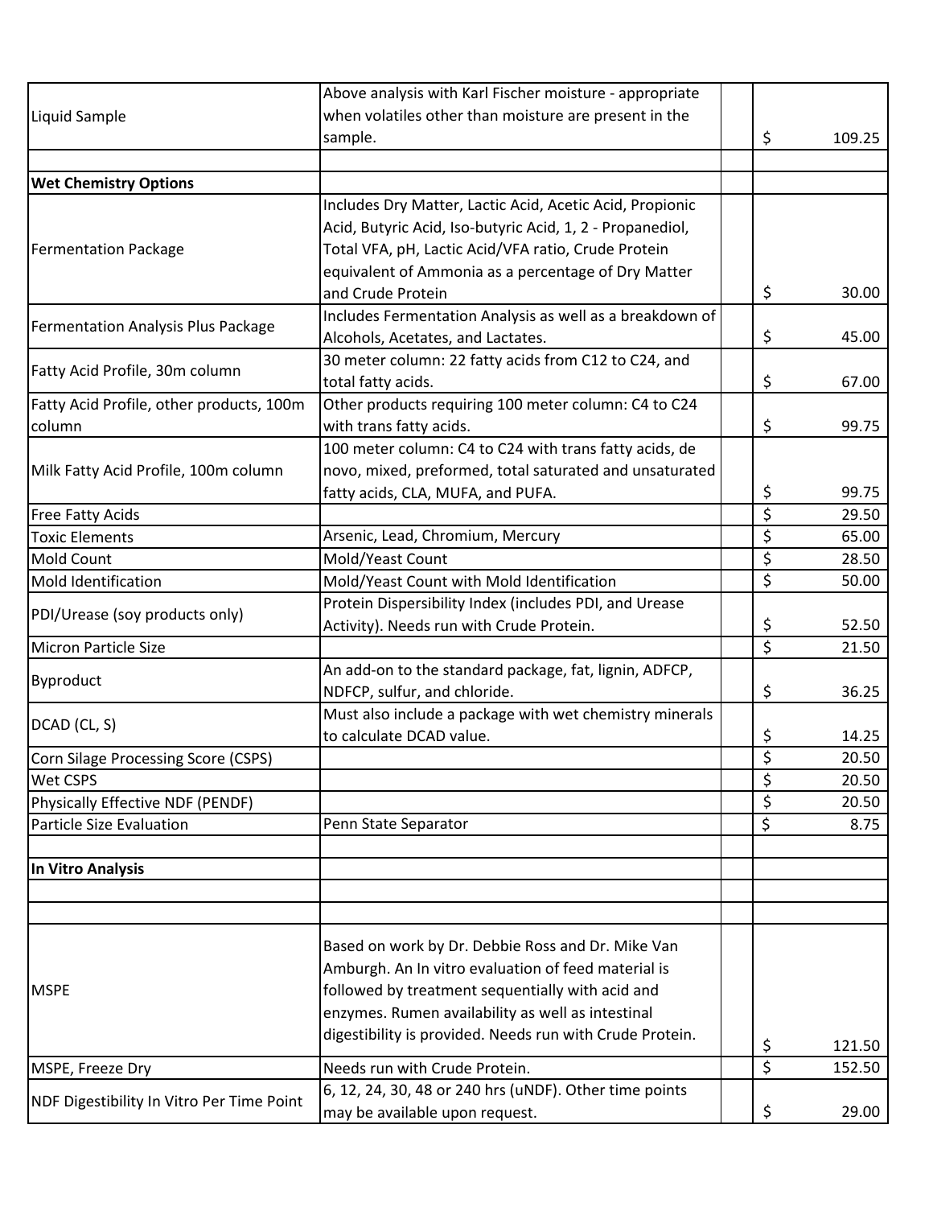| | | | |
|---|---|---|---|
| Liquid Sample | Above analysis with Karl Fischer moisture - appropriate when volatiles other than moisture are present in the sample. | | $ 109.25 |
| | | | |
| **Wet Chemistry Options** | | | |
| Fermentation Package | Includes Dry Matter, Lactic Acid, Acetic Acid, Propionic Acid, Butyric Acid, Iso-butyric Acid, 1, 2 - Propanediol, Total VFA, pH, Lactic Acid/VFA ratio, Crude Protein equivalent of Ammonia as a percentage of Dry Matter and Crude Protein | | $ 30.00 |
| Fermentation Analysis Plus Package | Includes Fermentation Analysis as well as a breakdown of Alcohols, Acetates, and Lactates. | | $ 45.00 |
| Fatty Acid Profile, 30m column | 30 meter column: 22 fatty acids from C12 to C24, and total fatty acids. | | $ 67.00 |
| Fatty Acid Profile, other products, 100m column | Other products requiring 100 meter column: C4 to C24 with trans fatty acids. | | $ 99.75 |
| Milk Fatty Acid Profile, 100m column | 100 meter column: C4 to C24 with trans fatty acids, de novo, mixed, preformed, total saturated and unsaturated fatty acids, CLA, MUFA, and PUFA. | | $ 99.75 |
| Free Fatty Acids | | | $ 29.50 |
| Toxic Elements | Arsenic, Lead, Chromium, Mercury | | $ 65.00 |
| Mold Count | Mold/Yeast Count | | $ 28.50 |
| Mold Identification | Mold/Yeast Count with Mold Identification | | $ 50.00 |
| PDI/Urease (soy products only) | Protein Dispersibility Index (includes PDI, and Urease Activity). Needs run with Crude Protein. | | $ 52.50 |
| Micron Particle Size | | | $ 21.50 |
| Byproduct | An add-on to the standard package, fat, lignin, ADFCP, NDFCP, sulfur, and chloride. | | $ 36.25 |
| DCAD (CL, S) | Must also include a package with wet chemistry minerals to calculate DCAD value. | | $ 14.25 |
| Corn Silage Processing Score (CSPS) | | | $ 20.50 |
| Wet CSPS | | | $ 20.50 |
| Physically Effective NDF (PENDF) | | | $ 20.50 |
| Particle Size Evaluation | Penn State Separator | | $ 8.75 |
| | | | |
| **In Vitro Analysis** | | | |
| | | | |
| | | | |
| MSPE | Based on work by Dr. Debbie Ross and Dr. Mike Van Amburgh. An In vitro evaluation of feed material is followed by treatment sequentially with acid and enzymes. Rumen availability as well as intestinal digestibility is provided. Needs run with Crude Protein. | | $ 121.50 |
| MSPE, Freeze Dry | Needs run with Crude Protein. | | $ 152.50 |
| NDF Digestibility In Vitro Per Time Point | 6, 12, 24, 30, 48 or 240 hrs (uNDF). Other time points may be available upon request. | | $ 29.00 |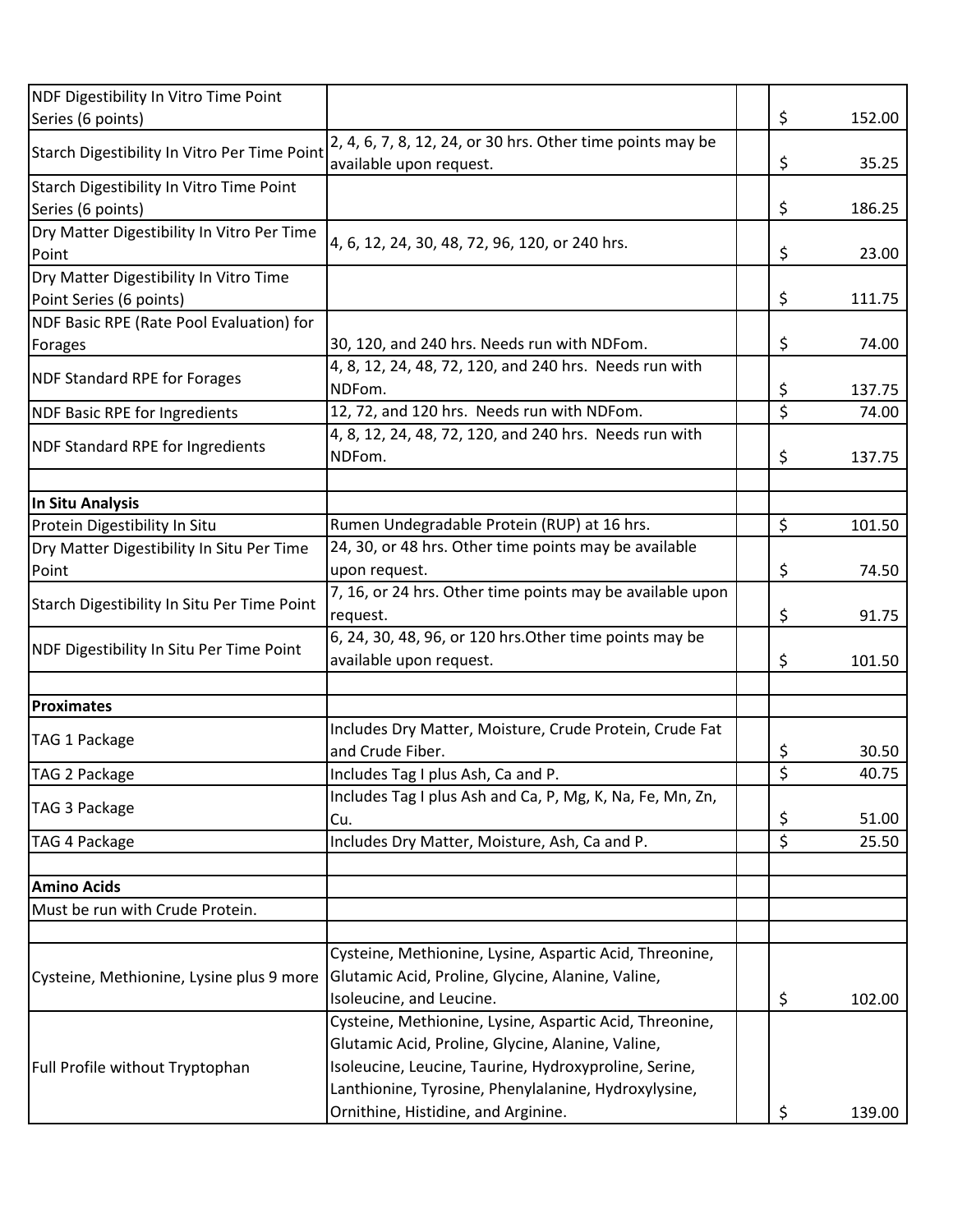| | | | |
|---|---|---|---|
| NDF Digestibility In Vitro Time Point Series (6 points) | | | $ 152.00 |
| Starch Digestibility In Vitro Per Time Point | 2, 4, 6, 7, 8, 12, 24, or 30 hrs. Other time points may be available upon request. | | $ 35.25 |
| Starch Digestibility In Vitro Time Point Series (6 points) | | | $ 186.25 |
| Dry Matter Digestibility In Vitro Per Time Point | 4, 6, 12, 24, 30, 48, 72, 96, 120, or 240 hrs. | | $ 23.00 |
| Dry Matter Digestibility In Vitro Time Point Series (6 points) | | | $ 111.75 |
| NDF Basic RPE (Rate Pool Evaluation) for Forages | 30, 120, and 240 hrs. Needs run with NDFom. | | $ 74.00 |
| NDF Standard RPE for Forages | 4, 8, 12, 24, 48, 72, 120, and 240 hrs. Needs run with NDFom. | | $ 137.75 |
| NDF Basic RPE for Ingredients | 12, 72, and 120 hrs. Needs run with NDFom. | | $ 74.00 |
| NDF Standard RPE for Ingredients | 4, 8, 12, 24, 48, 72, 120, and 240 hrs. Needs run with NDFom. | | $ 137.75 |
| | | | |
| **In Situ Analysis** | | | |
| Protein Digestibility In Situ | Rumen Undegradable Protein (RUP) at 16 hrs. | | $ 101.50 |
| Dry Matter Digestibility In Situ Per Time Point | 24, 30, or 48 hrs. Other time points may be available upon request. | | $ 74.50 |
| Starch Digestibility In Situ Per Time Point | 7, 16, or 24 hrs. Other time points may be available upon request. | | $ 91.75 |
| NDF Digestibility In Situ Per Time Point | 6, 24, 30, 48, 96, or 120 hrs.Other time points may be available upon request. | | $ 101.50 |
| | | | |
| **Proximates** | | | |
| TAG 1 Package | Includes Dry Matter, Moisture, Crude Protein, Crude Fat and Crude Fiber. | | $ 30.50 |
| TAG 2 Package | Includes Tag I plus Ash, Ca and P. | | $ 40.75 |
| TAG 3 Package | Includes Tag I plus Ash and Ca, P, Mg, K, Na, Fe, Mn, Zn, Cu. | | $ 51.00 |
| TAG 4 Package | Includes Dry Matter, Moisture, Ash, Ca and P. | | $ 25.50 |
| | | | |
| **Amino Acids** | | | |
| Must be run with Crude Protein. | | | |
| | | | |
| Cysteine, Methionine, Lysine plus 9 more | Cysteine, Methionine, Lysine, Aspartic Acid, Threonine, Glutamic Acid, Proline, Glycine, Alanine, Valine, Isoleucine, and Leucine. | | $ 102.00 |
| Full Profile without Tryptophan | Cysteine, Methionine, Lysine, Aspartic Acid, Threonine, Glutamic Acid, Proline, Glycine, Alanine, Valine, Isoleucine, Leucine, Taurine, Hydroxyproline, Serine, Lanthionine, Tyrosine, Phenylalanine, Hydroxylysine, Ornithine, Histidine, and Arginine. | | $ 139.00 |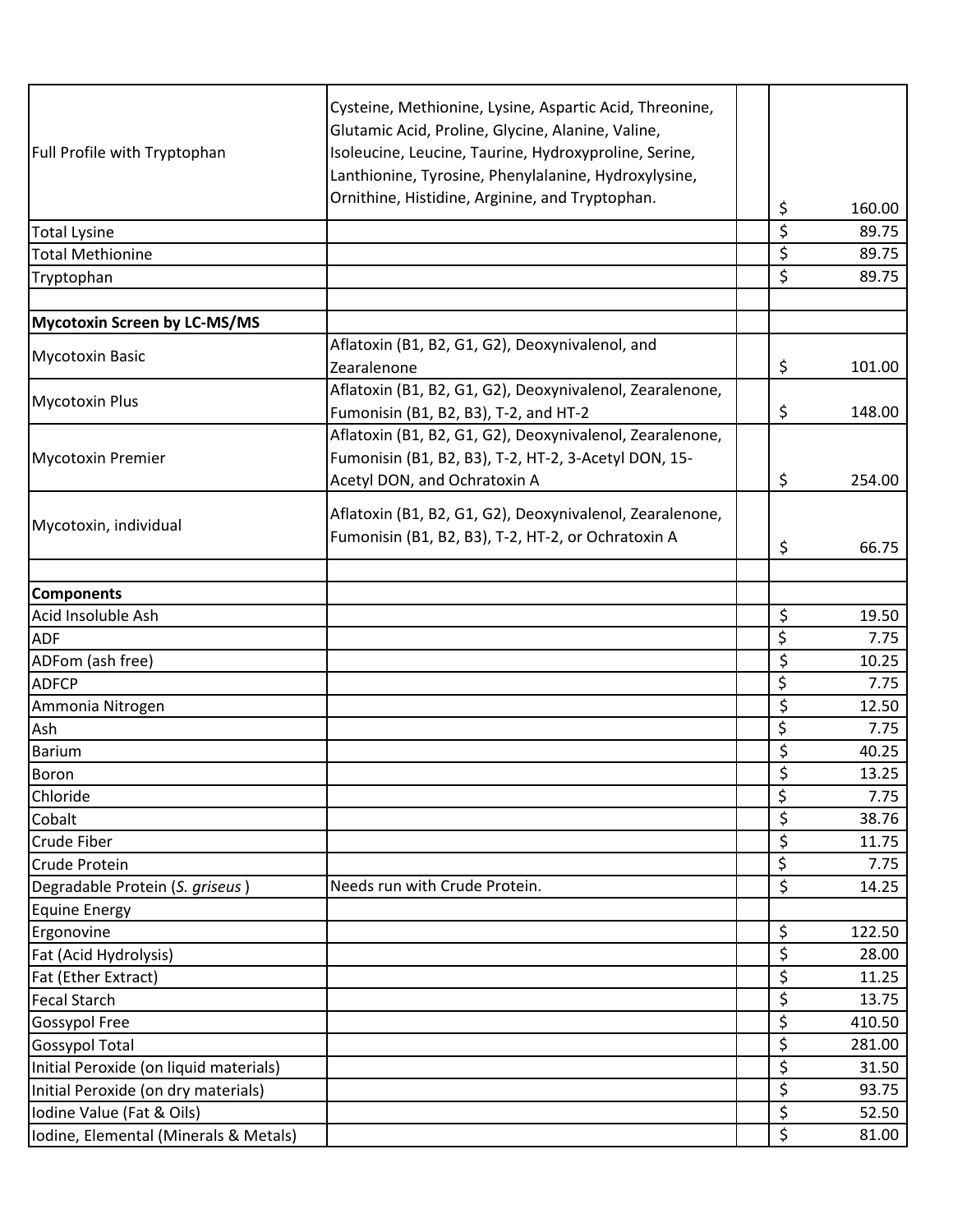| | | | |
|---|---|---|---|
| Full Profile with Tryptophan | Cysteine, Methionine, Lysine, Aspartic Acid, Threonine, Glutamic Acid, Proline, Glycine, Alanine, Valine, Isoleucine, Leucine, Taurine, Hydroxyproline, Serine, Lanthionine, Tyrosine, Phenylalanine, Hydroxylysine, Ornithine, Histidine, Arginine, and Tryptophan. | | $ 160.00 |
| Total Lysine | | | $ 89.75 |
| Total Methionine | | | $ 89.75 |
| Tryptophan | | | $ 89.75 |
| | | | |
| **Mycotoxin Screen by LC-MS/MS** | | | |
| Mycotoxin Basic | Aflatoxin (B1, B2, G1, G2), Deoxynivalenol, and Zearalenone | | $ 101.00 |
| Mycotoxin Plus | Aflatoxin (B1, B2, G1, G2), Deoxynivalenol, Zearalenone, Fumonisin (B1, B2, B3), T-2, and HT-2 | | $ 148.00 |
| Mycotoxin Premier | Aflatoxin (B1, B2, G1, G2), Deoxynivalenol, Zearalenone, Fumonisin (B1, B2, B3), T-2, HT-2, 3-Acetyl DON, 15-Acetyl DON, and Ochratoxin A | | $ 254.00 |
| Mycotoxin, individual | Aflatoxin (B1, B2, G1, G2), Deoxynivalenol, Zearalenone, Fumonisin (B1, B2, B3), T-2, HT-2, or Ochratoxin A | | $ 66.75 |
| | | | |
| **Components** | | | |
| Acid Insoluble Ash | | | $ 19.50 |
| ADF | | | $ 7.75 |
| ADFom (ash free) | | | $ 10.25 |
| ADFCP | | | $ 7.75 |
| Ammonia Nitrogen | | | $ 12.50 |
| Ash | | | $ 7.75 |
| Barium | | | $ 40.25 |
| Boron | | | $ 13.25 |
| Chloride | | | $ 7.75 |
| Cobalt | | | $ 38.76 |
| Crude Fiber | | | $ 11.75 |
| Crude Protein | | | $ 7.75 |
| Degradable Protein (*S. griseus*) | Needs run with Crude Protein. | | $ 14.25 |
| Equine Energy | | | |
| Ergonovine | | | $ 122.50 |
| Fat (Acid Hydrolysis) | | | $ 28.00 |
| Fat (Ether Extract) | | | $ 11.25 |
| Fecal Starch | | | $ 13.75 |
| Gossypol Free | | | $ 410.50 |
| Gossypol Total | | | $ 281.00 |
| Initial Peroxide (on liquid materials) | | | $ 31.50 |
| Initial Peroxide (on dry materials) | | | $ 93.75 |
| Iodine Value (Fat & Oils) | | | $ 52.50 |
| Iodine, Elemental (Minerals & Metals) | | | $ 81.00 |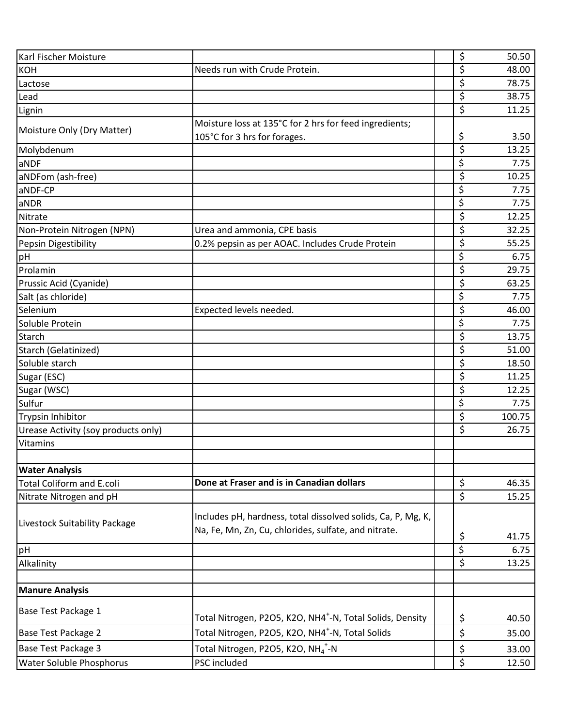| | | | |
|---|---|---|---|
| Karl Fischer Moisture | | | $ 50.50 |
| KOH | Needs run with Crude Protein. | | $ 48.00 |
| Lactose | | | $ 78.75 |
| Lead | | | $ 38.75 |
| Lignin | | | $ 11.25 |
| Moisture Only (Dry Matter) | Moisture loss at 135°C for 2 hrs for feed ingredients; 105°C for 3 hrs for forages. | | $ 3.50 |
| Molybdenum | | | $ 13.25 |
| aNDF | | | $ 7.75 |
| aNDFom (ash-free) | | | $ 10.25 |
| aNDF-CP | | | $ 7.75 |
| aNDR | | | $ 7.75 |
| Nitrate | | | $ 12.25 |
| Non-Protein Nitrogen (NPN) | Urea and ammonia, CPE basis | | $ 32.25 |
| Pepsin Digestibility | 0.2% pepsin as per AOAC. Includes Crude Protein | | $ 55.25 |
| pH | | | $ 6.75 |
| Prolamin | | | $ 29.75 |
| Prussic Acid (Cyanide) | | | $ 63.25 |
| Salt (as chloride) | | | $ 7.75 |
| Selenium | Expected levels needed. | | $ 46.00 |
| Soluble Protein | | | $ 7.75 |
| Starch | | | $ 13.75 |
| Starch (Gelatinized) | | | $ 51.00 |
| Soluble starch | | | $ 18.50 |
| Sugar (ESC) | | | $ 11.25 |
| Sugar (WSC) | | | $ 12.25 |
| Sulfur | | | $ 7.75 |
| Trypsin Inhibitor | | | $ 100.75 |
| Urease Activity (soy products only) | | | $ 26.75 |
| Vitamins | | | |
| | | | |
| **Water Analysis** | | | |
| Total Coliform and E.coli | **Done at Fraser and is in Canadian dollars** | | $ 46.35 |
| Nitrate Nitrogen and pH | | | $ 15.25 |
| Livestock Suitability Package | Includes pH, hardness, total dissolved solids, Ca, P, Mg, K, Na, Fe, Mn, Zn, Cu, chlorides, sulfate, and nitrate. | | $ 41.75 |
| pH | | | $ 6.75 |
| Alkalinity | | | $ 13.25 |
| | | | |
| **Manure Analysis** | | | |
| Base Test Package 1 | Total Nitrogen, P2O5, K2O, $NH4^+$-N, Total Solids, Density | | $ 40.50 |
| Base Test Package 2 | Total Nitrogen, P2O5, K2O, $NH4^+$-N, Total Solids | | $ 35.00 |
| Base Test Package 3 | Total Nitrogen, P2O5, K2O, $NH_4^+$-N | | $ 33.00 |
| Water Soluble Phosphorus | PSC included | | $ 12.50 |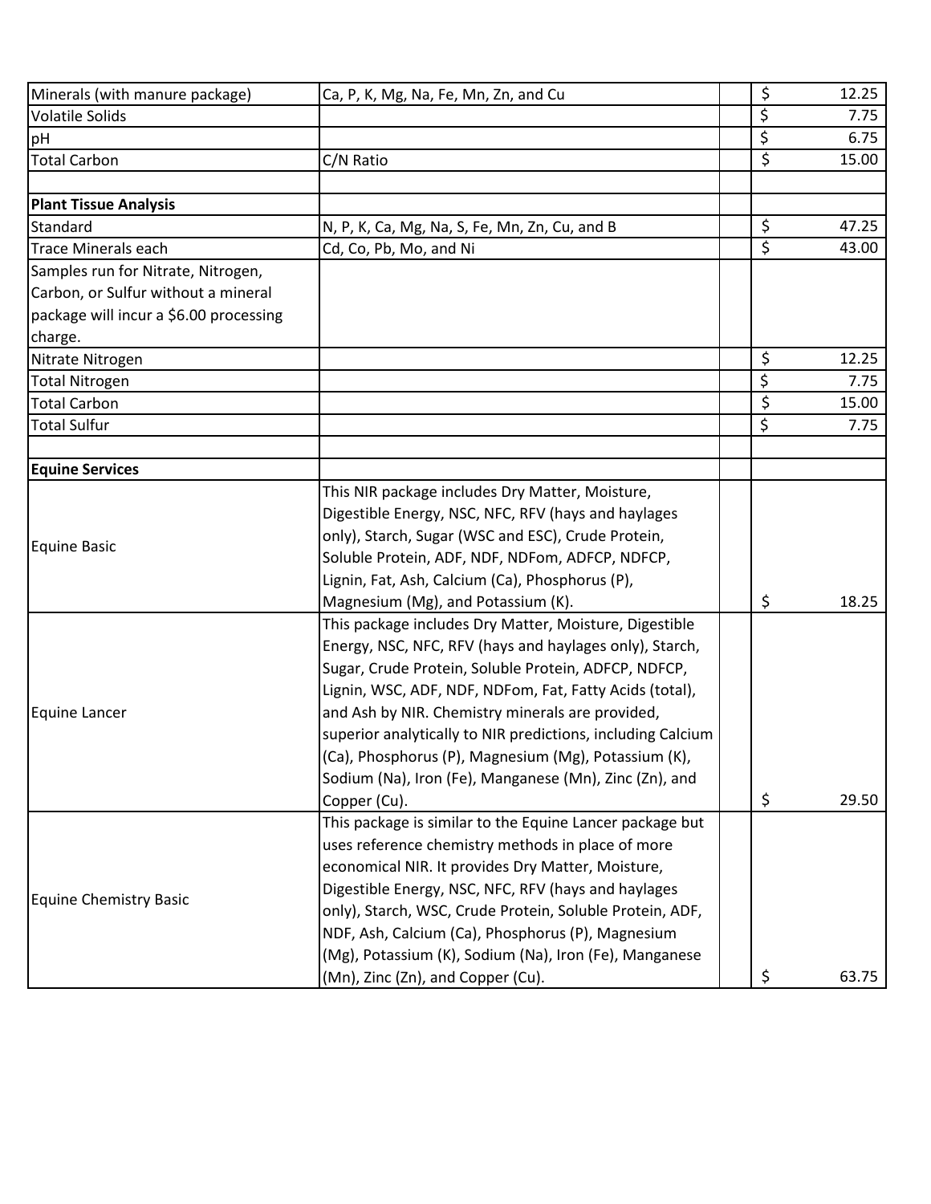| | | | |
|---|---|---|---|
| Minerals (with manure package) | Ca, P, K, Mg, Na, Fe, Mn, Zn, and Cu | | $ 12.25 |
| Volatile Solids | | | $ 7.75 |
| pH | | | $ 6.75 |
| Total Carbon | C/N Ratio | | $ 15.00 |
| | | | |
| **Plant Tissue Analysis** | | | |
| Standard | N, P, K, Ca, Mg, Na, S, Fe, Mn, Zn, Cu, and B | | $ 47.25 |
| Trace Minerals each | Cd, Co, Pb, Mo, and Ni | | $ 43.00 |
| Samples run for Nitrate, Nitrogen, Carbon, or Sulfur without a mineral package will incur a $6.00 processing charge. | | | |
| Nitrate Nitrogen | | | $ 12.25 |
| Total Nitrogen | | | $ 7.75 |
| Total Carbon | | | $ 15.00 |
| Total Sulfur | | | $ 7.75 |
| | | | |
| **Equine Services** | | | |
| Equine Basic | This NIR package includes Dry Matter, Moisture, Digestible Energy, NSC, NFC, RFV (hays and haylages only), Starch, Sugar (WSC and ESC), Crude Protein, Soluble Protein, ADF, NDF, NDFom, ADFCP, NDFCP, Lignin, Fat, Ash, Calcium (Ca), Phosphorus (P), Magnesium (Mg), and Potassium (K). | | $ 18.25 |
| Equine Lancer | This package includes Dry Matter, Moisture, Digestible Energy, NSC, NFC, RFV (hays and haylages only), Starch, Sugar, Crude Protein, Soluble Protein, ADFCP, NDFCP, Lignin, WSC, ADF, NDF, NDFom, Fat, Fatty Acids (total), and Ash by NIR. Chemistry minerals are provided, superior analytically to NIR predictions, including Calcium (Ca), Phosphorus (P), Magnesium (Mg), Potassium (K), Sodium (Na), Iron (Fe), Manganese (Mn), Zinc (Zn), and Copper (Cu). | | $ 29.50 |
| Equine Chemistry Basic | This package is similar to the Equine Lancer package but uses reference chemistry methods in place of more economical NIR. It provides Dry Matter, Moisture, Digestible Energy, NSC, NFC, RFV (hays and haylages only), Starch, WSC, Crude Protein, Soluble Protein, ADF, NDF, Ash, Calcium (Ca), Phosphorus (P), Magnesium (Mg), Potassium (K), Sodium (Na), Iron (Fe), Manganese (Mn), Zinc (Zn), and Copper (Cu). | | $ 63.75 |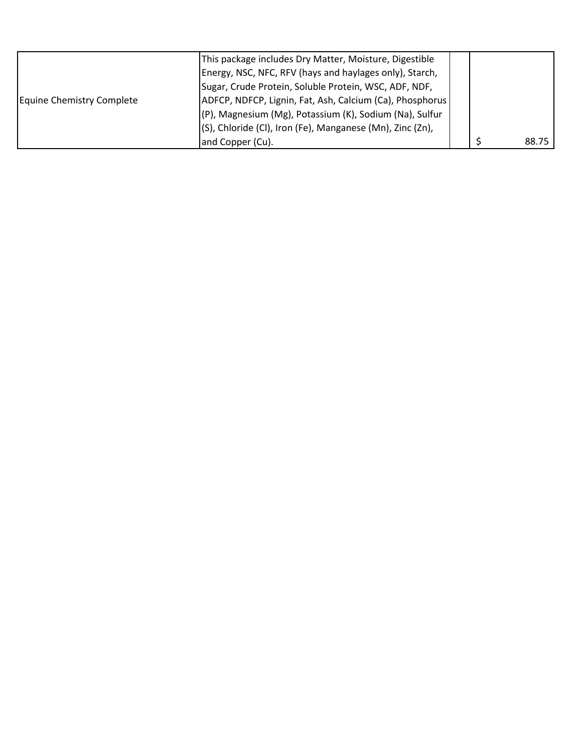| | | | |
|---|---|---|---|
| Equine Chemistry Complete | This package includes Dry Matter, Moisture, Digestible Energy, NSC, NFC, RFV (hays and haylages only), Starch, Sugar, Crude Protein, Soluble Protein, WSC, ADF, NDF, ADFCP, NDFCP, Lignin, Fat, Ash, Calcium (Ca), Phosphorus (P), Magnesium (Mg), Potassium (K), Sodium (Na), Sulfur (S), Chloride (Cl), Iron (Fe), Manganese (Mn), Zinc (Zn), and Copper (Cu). | | $ 88.75 |